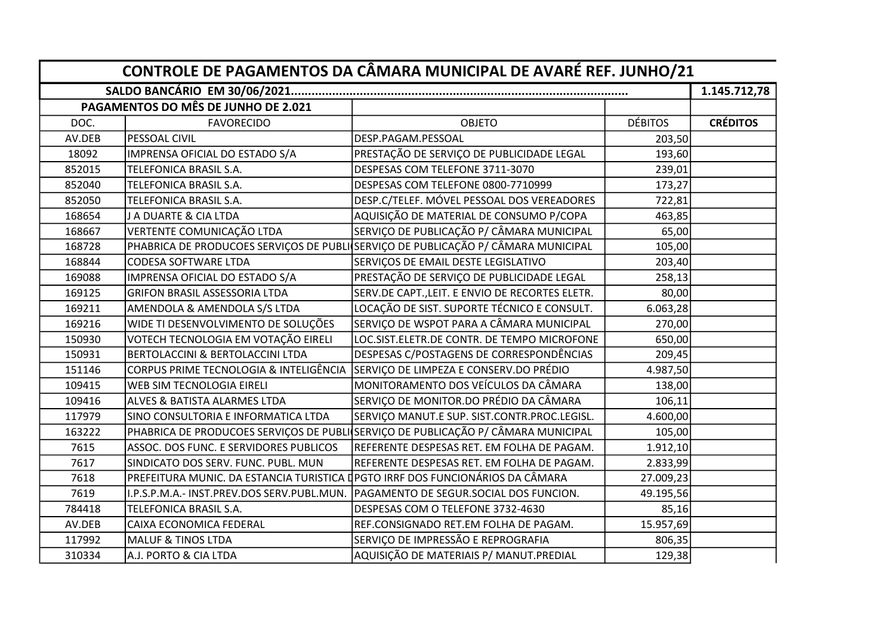| CONTROLE DE PAGAMENTOS DA CÂMARA MUNICIPAL DE AVARÉ REF. JUNHO/21 | | | | |
|---|---|---|---|---|
| SALDO BANCÁRIO EM 30/06/2021........................................................................................ | | | | 1.145.712,78 |
| PAGAMENTOS DO MÊS DE JUNHO DE 2.021 | | | | |
| DOC. | FAVORECIDO | OBJETO | DÉBITOS | **CRÉDITOS** |
| AV.DEB | PESSOAL CIVIL | DESP.PAGAM.PESSOAL | 203,50 | |
| 18092 | IMPRENSA OFICIAL DO ESTADO S/A | PRESTAÇÃO DE SERVIÇO DE PUBLICIDADE LEGAL | 193,60 | |
| 852015 | TELEFONICA BRASIL S.A. | DESPESAS COM TELEFONE 3711-3070 | 239,01 | |
| 852040 | TELEFONICA BRASIL S.A. | DESPESAS COM TELEFONE 0800-7710999 | 173,27 | |
| 852050 | TELEFONICA BRASIL S.A. | DESP.C/TELEF. MÓVEL PESSOAL DOS VEREADORES | 722,81 | |
| 168654 | J A DUARTE & CIA LTDA | AQUISIÇÃO DE MATERIAL DE CONSUMO P/COPA | 463,85 | |
| 168667 | VERTENTE COMUNICAÇÃO LTDA | SERVIÇO DE PUBLICAÇÃO P/ CÂMARA MUNICIPAL | 65,00 | |
| 168728 | PHABRICA DE PRODUCOES SERVIÇOS DE PUBLI | SERVIÇO DE PUBLICAÇÃO P/ CÂMARA MUNICIPAL | 105,00 | |
| 168844 | CODESA SOFTWARE LTDA | SERVIÇOS DE EMAIL DESTE LEGISLATIVO | 203,40 | |
| 169088 | IMPRENSA OFICIAL DO ESTADO S/A | PRESTAÇÃO DE SERVIÇO DE PUBLICIDADE LEGAL | 258,13 | |
| 169125 | GRIFON BRASIL ASSESSORIA LTDA | SERV.DE CAPT.,LEIT. E ENVIO DE RECORTES ELETR. | 80,00 | |
| 169211 | AMENDOLA & AMENDOLA S/S LTDA | LOCAÇÃO DE SIST. SUPORTE TÉCNICO E CONSULT. | 6.063,28 | |
| 169216 | WIDE TI DESENVOLVIMENTO DE SOLUÇÕES | SERVIÇO DE WSPOT PARA A CÂMARA MUNICIPAL | 270,00 | |
| 150930 | VOTECH TECNOLOGIA EM VOTAÇÃO EIRELI | LOC.SIST.ELETR.DE CONTR. DE TEMPO MICROFONE | 650,00 | |
| 150931 | BERTOLACCINI & BERTOLACCINI LTDA | DESPESAS C/POSTAGENS DE CORRESPONDÊNCIAS | 209,45 | |
| 151146 | CORPUS PRIME TECNOLOGIA & INTELIGÊNCIA | SERVIÇO DE LIMPEZA E CONSERV.DO PRÉDIO | 4.987,50 | |
| 109415 | WEB SIM TECNOLOGIA EIRELI | MONITORAMENTO DOS VEÍCULOS DA CÂMARA | 138,00 | |
| 109416 | ALVES & BATISTA ALARMES LTDA | SERVIÇO DE MONITOR.DO PRÉDIO DA CÂMARA | 106,11 | |
| 117979 | SINO CONSULTORIA E INFORMATICA LTDA | SERVIÇO MANUT.E SUP. SIST.CONTR.PROC.LEGISL. | 4.600,00 | |
| 163222 | PHABRICA DE PRODUCOES SERVIÇOS DE PUBLI | SERVIÇO DE PUBLICAÇÃO P/ CÂMARA MUNICIPAL | 105,00 | |
| 7615 | ASSOC. DOS FUNC. E SERVIDORES PUBLICOS | REFERENTE DESPESAS RET. EM FOLHA DE PAGAM. | 1.912,10 | |
| 7617 | SINDICATO DOS SERV. FUNC. PUBL. MUN | REFERENTE DESPESAS RET. EM FOLHA DE PAGAM. | 2.833,99 | |
| 7618 | PREFEITURA MUNIC. DA ESTANCIA TURISTICA D | PGTO IRRF DOS FUNCIONÁRIOS DA CÂMARA | 27.009,23 | |
| 7619 | I.P.S.P.M.A.- INST.PREV.DOS SERV.PUBL.MUN. | PAGAMENTO DE SEGUR.SOCIAL DOS FUNCION. | 49.195,56 | |
| 784418 | TELEFONICA BRASIL S.A. | DESPESAS COM O TELEFONE 3732-4630 | 85,16 | |
| AV.DEB | CAIXA ECONOMICA FEDERAL | REF.CONSIGNADO RET.EM FOLHA DE PAGAM. | 15.957,69 | |
| 117992 | MALUF & TINOS LTDA | SERVIÇO DE IMPRESSÃO E REPROGRAFIA | 806,35 | |
| 310334 | A.J. PORTO & CIA LTDA | AQUISIÇÃO DE MATERIAIS P/ MANUT.PREDIAL | 129,38 | |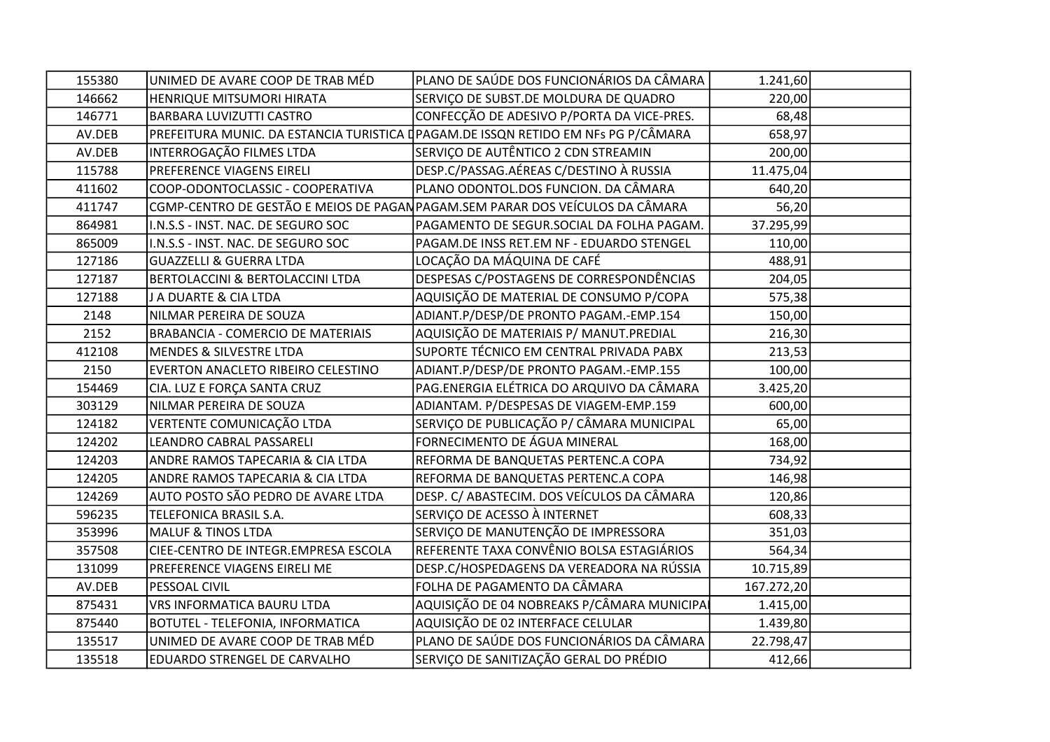| | | | | |
|---|---|---|---|---|
| 155380 | UNIMED DE AVARE COOP DE TRAB MÉD | PLANO DE SAÚDE DOS FUNCIONÁRIOS DA CÂMARA | 1.241,60 | |
| 146662 | HENRIQUE MITSUMORI HIRATA | SERVIÇO DE SUBST.DE MOLDURA DE QUADRO | 220,00 | |
| 146771 | BARBARA LUVIZUTTI CASTRO | CONFECÇÃO DE ADESIVO P/PORTA DA VICE-PRES. | 68,48 | |
| AV.DEB | PREFEITURA MUNIC. DA ESTANCIA TURISTICA D | PAGAM.DE ISSQN RETIDO EM NFs PG P/CÂMARA | 658,97 | |
| AV.DEB | INTERROGAÇÃO FILMES LTDA | SERVIÇO DE AUTÊNTICO 2 CDN STREAMIN | 200,00 | |
| 115788 | PREFERENCE VIAGENS EIRELI | DESP.C/PASSAG.AÉREAS C/DESTINO À RUSSIA | 11.475,04 | |
| 411602 | COOP-ODONTOCLASSIC - COOPERATIVA | PLANO ODONTOL.DOS FUNCION. DA CÂMARA | 640,20 | |
| 411747 | CGMP-CENTRO DE GESTÃO E MEIOS DE PAGAM | PAGAM.SEM PARAR DOS VEÍCULOS DA CÂMARA | 56,20 | |
| 864981 | I.N.S.S - INST. NAC. DE SEGURO SOC | PAGAMENTO DE SEGUR.SOCIAL DA FOLHA PAGAM. | 37.295,99 | |
| 865009 | I.N.S.S - INST. NAC. DE SEGURO SOC | PAGAM.DE INSS RET.EM NF - EDUARDO STENGEL | 110,00 | |
| 127186 | GUAZZELLI & GUERRA LTDA | LOCAÇÃO DA MÁQUINA DE CAFÉ | 488,91 | |
| 127187 | BERTOLACCINI & BERTOLACCINI LTDA | DESPESAS C/POSTAGENS DE CORRESPONDÊNCIAS | 204,05 | |
| 127188 | J A DUARTE & CIA LTDA | AQUISIÇÃO DE MATERIAL DE CONSUMO P/COPA | 575,38 | |
| 2148 | NILMAR PEREIRA DE SOUZA | ADIANT.P/DESP/DE PRONTO PAGAM.-EMP.154 | 150,00 | |
| 2152 | BRABANCIA - COMERCIO DE MATERIAIS | AQUISIÇÃO DE MATERIAIS P/ MANUT.PREDIAL | 216,30 | |
| 412108 | MENDES & SILVESTRE LTDA | SUPORTE TÉCNICO EM CENTRAL PRIVADA PABX | 213,53 | |
| 2150 | EVERTON ANACLETO RIBEIRO CELESTINO | ADIANT.P/DESP/DE PRONTO PAGAM.-EMP.155 | 100,00 | |
| 154469 | CIA. LUZ E FORÇA SANTA CRUZ | PAG.ENERGIA ELÉTRICA DO ARQUIVO DA CÂMARA | 3.425,20 | |
| 303129 | NILMAR PEREIRA DE SOUZA | ADIANTAM. P/DESPESAS DE VIAGEM-EMP.159 | 600,00 | |
| 124182 | VERTENTE COMUNICAÇÃO LTDA | SERVIÇO DE PUBLICAÇÃO P/ CÂMARA MUNICIPAL | 65,00 | |
| 124202 | LEANDRO CABRAL PASSARELI | FORNECIMENTO DE ÁGUA MINERAL | 168,00 | |
| 124203 | ANDRE RAMOS TAPECARIA & CIA LTDA | REFORMA DE BANQUETAS PERTENC.A COPA | 734,92 | |
| 124205 | ANDRE RAMOS TAPECARIA & CIA LTDA | REFORMA DE BANQUETAS PERTENC.A COPA | 146,98 | |
| 124269 | AUTO POSTO SÃO PEDRO DE AVARE LTDA | DESP. C/ ABASTECIM. DOS VEÍCULOS DA CÂMARA | 120,86 | |
| 596235 | TELEFONICA BRASIL S.A. | SERVIÇO DE ACESSO À INTERNET | 608,33 | |
| 353996 | MALUF & TINOS LTDA | SERVIÇO DE MANUTENÇÃO DE IMPRESSORA | 351,03 | |
| 357508 | CIEE-CENTRO DE INTEGR.EMPRESA ESCOLA | REFERENTE TAXA CONVÊNIO BOLSA ESTAGIÁRIOS | 564,34 | |
| 131099 | PREFERENCE VIAGENS EIRELI ME | DESP.C/HOSPEDAGENS DA VEREADORA NA RÚSSIA | 10.715,89 | |
| AV.DEB | PESSOAL CIVIL | FOLHA DE PAGAMENTO DA CÂMARA | 167.272,20 | |
| 875431 | VRS INFORMATICA BAURU LTDA | AQUISIÇÃO DE 04 NOBREAKS P/CÂMARA MUNICIPAI | 1.415,00 | |
| 875440 | BOTUTEL - TELEFONIA, INFORMATICA | AQUISIÇÃO DE 02 INTERFACE CELULAR | 1.439,80 | |
| 135517 | UNIMED DE AVARE COOP DE TRAB MÉD | PLANO DE SAÚDE DOS FUNCIONÁRIOS DA CÂMARA | 22.798,47 | |
| 135518 | EDUARDO STRENGEL DE CARVALHO | SERVIÇO DE SANITIZAÇÃO GERAL DO PRÉDIO | 412,66 | |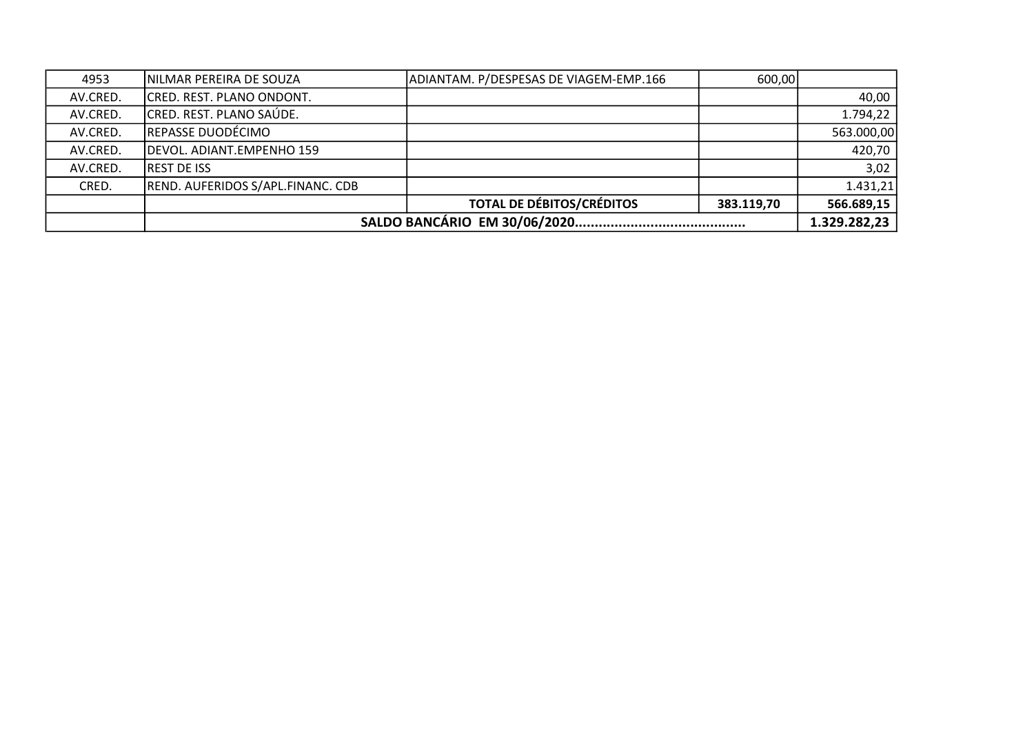| | | | | |
|---|---|---|---|---|
| 4953 | NILMAR PEREIRA DE SOUZA | ADIANTAM. P/DESPESAS DE VIAGEM-EMP.166 | 600,00 | |
| AV.CRED. | CRED. REST. PLANO ONDONT. | | | 40,00 |
| AV.CRED. | CRED. REST. PLANO SAÚDE. | | | 1.794,22 |
| AV.CRED. | REPASSE DUODÉCIMO | | | 563.000,00 |
| AV.CRED. | DEVOL. ADIANT.EMPENHO 159 | | | 420,70 |
| AV.CRED. | REST DE ISS | | | 3,02 |
| CRED. | REND. AUFERIDOS S/APL.FINANC. CDB | | | 1.431,21 |
| | | **TOTAL DE DÉBITOS/CRÉDITOS** | **383.119,70** | **566.689,15** |
| | **SALDO BANCÁRIO EM 30/06/2020..........................................** | | | **1.329.282,23** |